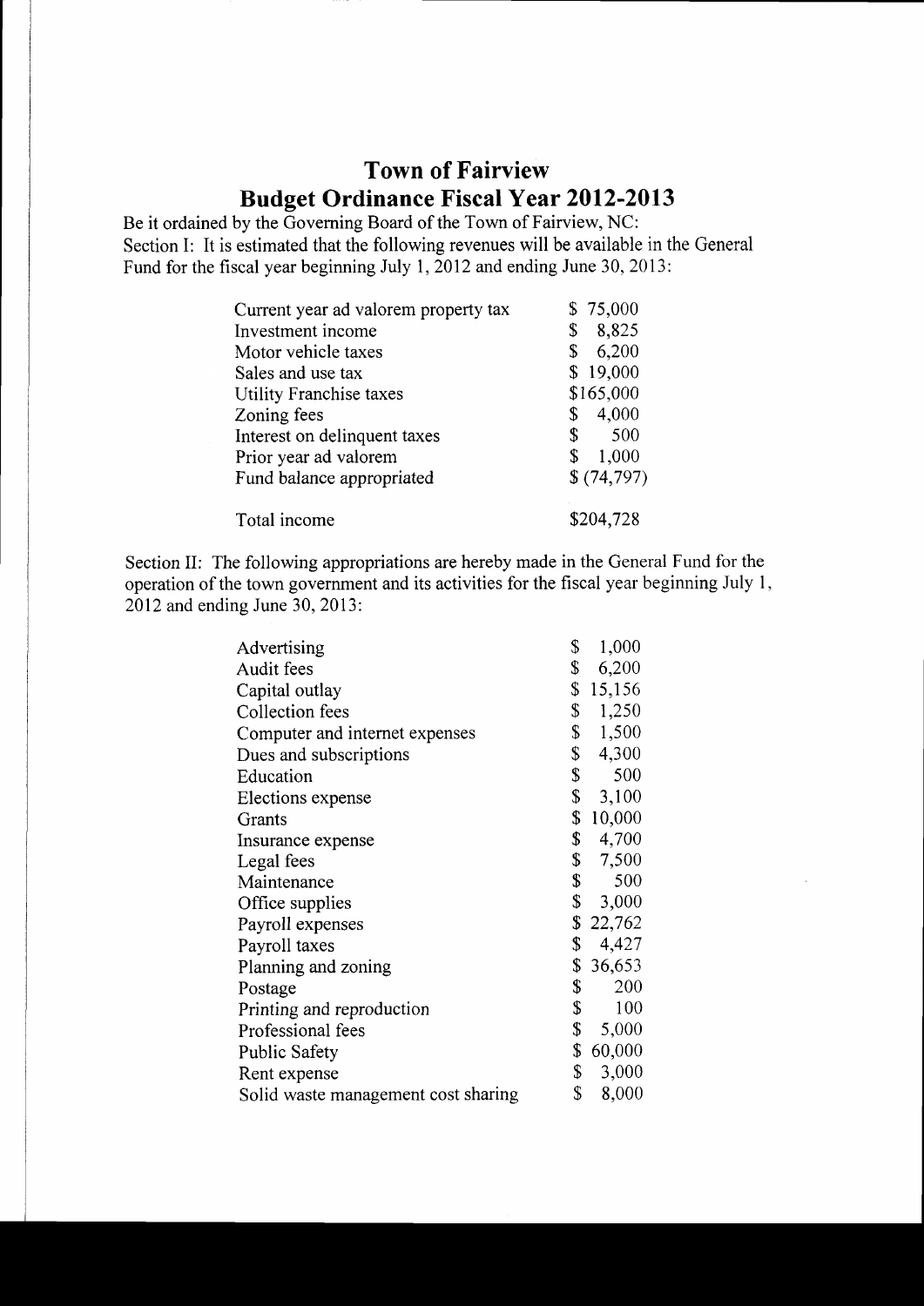# Town of Fairview
## Budget Ordinance Fiscal Year 2012-2013

Be it ordained by the Governing Board of the Town of Fairview, NC:

Section I: It is estimated that the following revenues will be available in the General Fund for the fiscal year beginning July 1, 2012 and ending June 30, 2013:

| | |
|---|---|
| Current year ad valorem property tax | $ 75,000 |
| Investment income | $ 8,825 |
| Motor vehicle taxes | $ 6,200 |
| Sales and use tax | $ 19,000 |
| Utility Franchise taxes | $165,000 |
| Zoning fees | $ 4,000 |
| Interest on delinquent taxes | $ 500 |
| Prior year ad valorem | $ 1,000 |
| Fund balance appropriated | $ (74,797) |
| Total income | $204,728 |

Section II: The following appropriations are hereby made in the General Fund for the operation of the town government and its activities for the fiscal year beginning July 1, 2012 and ending June 30, 2013:

| | |
|---|---|
| Advertising | $ 1,000 |
| Audit fees | $ 6,200 |
| Capital outlay | $ 15,156 |
| Collection fees | $ 1,250 |
| Computer and internet expenses | $ 1,500 |
| Dues and subscriptions | $ 4,300 |
| Education | $ 500 |
| Elections expense | $ 3,100 |
| Grants | $ 10,000 |
| Insurance expense | $ 4,700 |
| Legal fees | $ 7,500 |
| Maintenance | $ 500 |
| Office supplies | $ 3,000 |
| Payroll expenses | $ 22,762 |
| Payroll taxes | $ 4,427 |
| Planning and zoning | $ 36,653 |
| Postage | $ 200 |
| Printing and reproduction | $ 100 |
| Professional fees | $ 5,000 |
| Public Safety | $ 60,000 |
| Rent expense | $ 3,000 |
| Solid waste management cost sharing | $ 8,000 |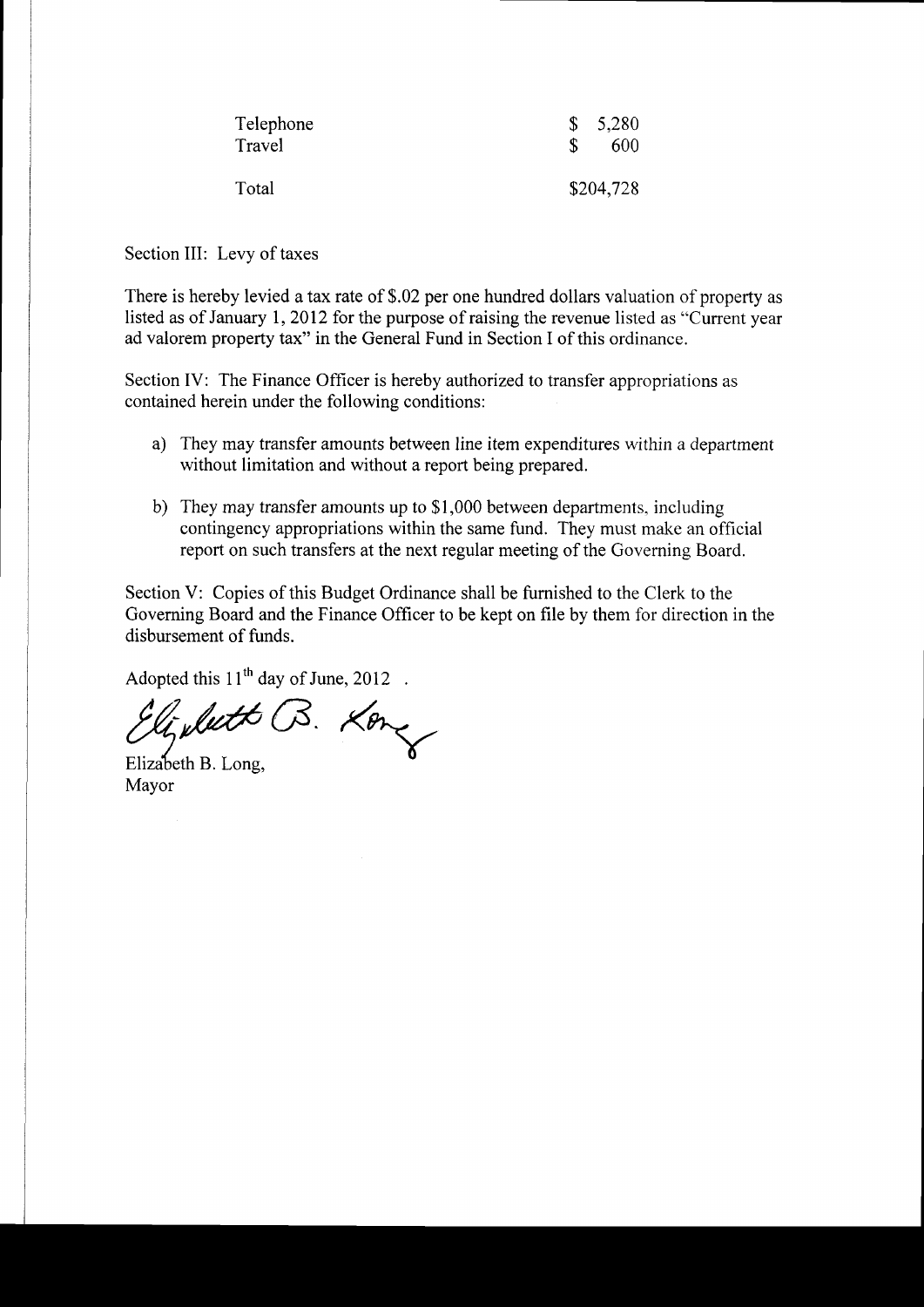| | |
|---|---|
| Telephone | $ 5,280 |
| Travel | $ 600 |
| Total | $204,728 |

Section III: Levy of taxes

There is hereby levied a tax rate of $.02 per one hundred dollars valuation of property as listed as of January 1, 2012 for the purpose of raising the revenue listed as "Current year ad valorem property tax" in the General Fund in Section I of this ordinance.

Section IV: The Finance Officer is hereby authorized to transfer appropriations as contained herein under the following conditions:

a) They may transfer amounts between line item expenditures within a department without limitation and without a report being prepared.

b) They may transfer amounts up to $1,000 between departments, including contingency appropriations within the same fund. They must make an official report on such transfers at the next regular meeting of the Governing Board.

Section V: Copies of this Budget Ordinance shall be furnished to the Clerk to the Governing Board and the Finance Officer to be kept on file by them for direction in the disbursement of funds.

Adopted this 11th day of June, 2012 .

Elizabeth B. Long

Elizabeth B. Long,
Mayor